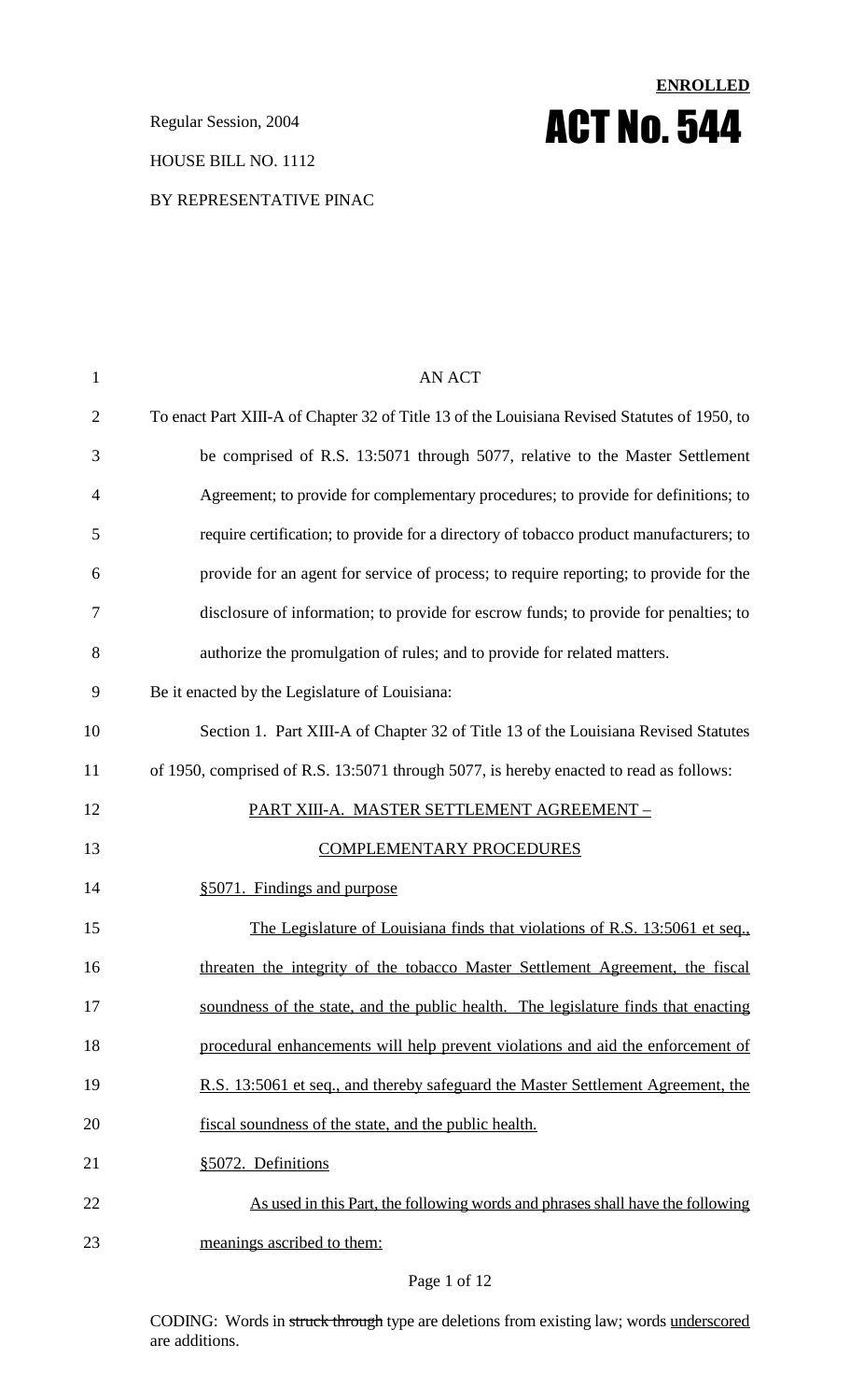**ENROLLED**

Regular Session, 2004

# ACT No. 544

HOUSE BILL NO. 1112

BY REPRESENTATIVE PINAC

AN ACT

To enact Part XIII-A of Chapter 32 of Title 13 of the Louisiana Revised Statutes of 1950, to be comprised of R.S. 13:5071 through 5077, relative to the Master Settlement Agreement; to provide for complementary procedures; to provide for definitions; to require certification; to provide for a directory of tobacco product manufacturers; to provide for an agent for service of process; to require reporting; to provide for the disclosure of information; to provide for escrow funds; to provide for penalties; to authorize the promulgation of rules; and to provide for related matters.

Be it enacted by the Legislature of Louisiana:

Section 1. Part XIII-A of Chapter 32 of Title 13 of the Louisiana Revised Statutes of 1950, comprised of R.S. 13:5071 through 5077, is hereby enacted to read as follows:

PART XIII-A. MASTER SETTLEMENT AGREEMENT –

COMPLEMENTARY PROCEDURES

§5071. Findings and purpose

The Legislature of Louisiana finds that violations of R.S. 13:5061 et seq., threaten the integrity of the tobacco Master Settlement Agreement, the fiscal soundness of the state, and the public health. The legislature finds that enacting procedural enhancements will help prevent violations and aid the enforcement of R.S. 13:5061 et seq., and thereby safeguard the Master Settlement Agreement, the fiscal soundness of the state, and the public health.

§5072. Definitions

As used in this Part, the following words and phrases shall have the following meanings ascribed to them:

CODING: Words in ~~struck through~~ type are deletions from existing law; words underscored are additions.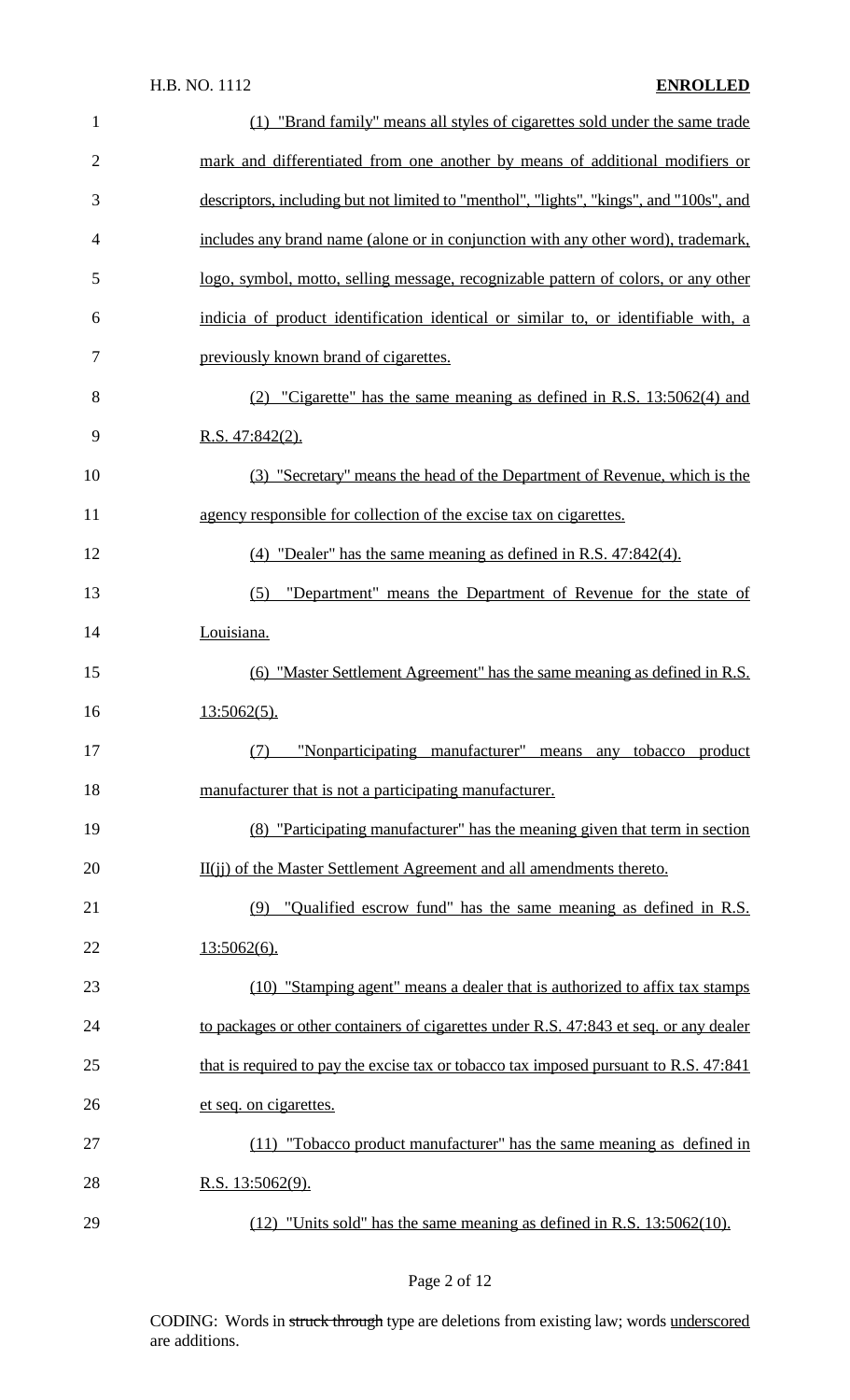(1) "Brand family" means all styles of cigarettes sold under the same trade mark and differentiated from one another by means of additional modifiers or descriptors, including but not limited to "menthol", "lights", "kings", and "100s", and includes any brand name (alone or in conjunction with any other word), trademark, logo, symbol, motto, selling message, recognizable pattern of colors, or any other indicia of product identification identical or similar to, or identifiable with, a previously known brand of cigarettes.

(2) "Cigarette" has the same meaning as defined in R.S. 13:5062(4) and R.S. 47:842(2).

(3) "Secretary" means the head of the Department of Revenue, which is the agency responsible for collection of the excise tax on cigarettes.

(4) "Dealer" has the same meaning as defined in R.S. 47:842(4).

(5) "Department" means the Department of Revenue for the state of Louisiana.

(6) "Master Settlement Agreement" has the same meaning as defined in R.S. 13:5062(5).

(7) "Nonparticipating manufacturer" means any tobacco product manufacturer that is not a participating manufacturer.

(8) "Participating manufacturer" has the meaning given that term in section II(jj) of the Master Settlement Agreement and all amendments thereto.

(9) "Qualified escrow fund" has the same meaning as defined in R.S. 13:5062(6).

(10) "Stamping agent" means a dealer that is authorized to affix tax stamps to packages or other containers of cigarettes under R.S. 47:843 et seq. or any dealer that is required to pay the excise tax or tobacco tax imposed pursuant to R.S. 47:841 et seq. on cigarettes.

(11) "Tobacco product manufacturer" has the same meaning as defined in R.S. 13:5062(9).

(12) "Units sold" has the same meaning as defined in R.S. 13:5062(10).

CODING: Words in struck through type are deletions from existing law; words underscored are additions.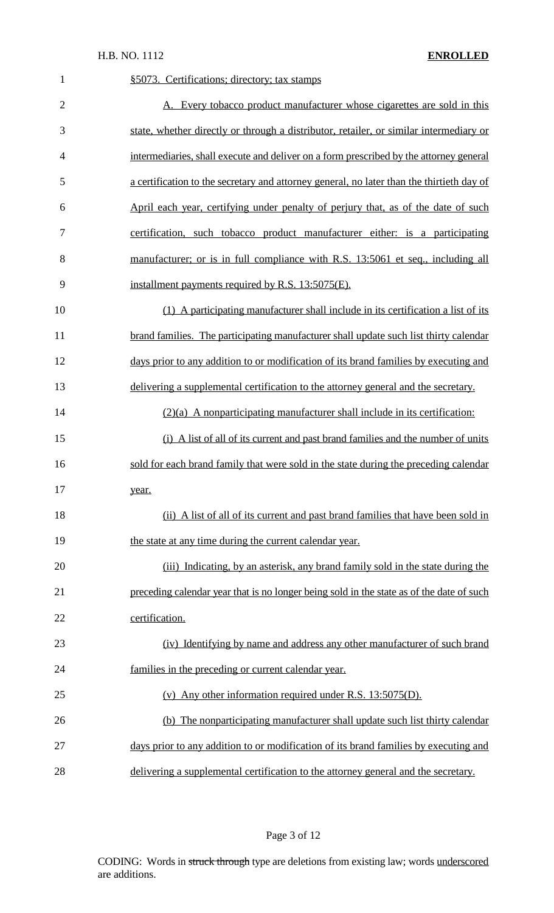§5073. Certifications; directory; tax stamps

A. Every tobacco product manufacturer whose cigarettes are sold in this state, whether directly or through a distributor, retailer, or similar intermediary or intermediaries, shall execute and deliver on a form prescribed by the attorney general a certification to the secretary and attorney general, no later than the thirtieth day of April each year, certifying under penalty of perjury that, as of the date of such certification, such tobacco product manufacturer either: is a participating manufacturer; or is in full compliance with R.S. 13:5061 et seq., including all installment payments required by R.S. 13:5075(E).

(1) A participating manufacturer shall include in its certification a list of its brand families. The participating manufacturer shall update such list thirty calendar days prior to any addition to or modification of its brand families by executing and delivering a supplemental certification to the attorney general and the secretary.

(2)(a) A nonparticipating manufacturer shall include in its certification:

(i) A list of all of its current and past brand families and the number of units sold for each brand family that were sold in the state during the preceding calendar year.

(ii) A list of all of its current and past brand families that have been sold in the state at any time during the current calendar year.

(iii) Indicating, by an asterisk, any brand family sold in the state during the preceding calendar year that is no longer being sold in the state as of the date of such certification.

(iv) Identifying by name and address any other manufacturer of such brand families in the preceding or current calendar year.

(v) Any other information required under R.S. 13:5075(D).

(b) The nonparticipating manufacturer shall update such list thirty calendar days prior to any addition to or modification of its brand families by executing and delivering a supplemental certification to the attorney general and the secretary.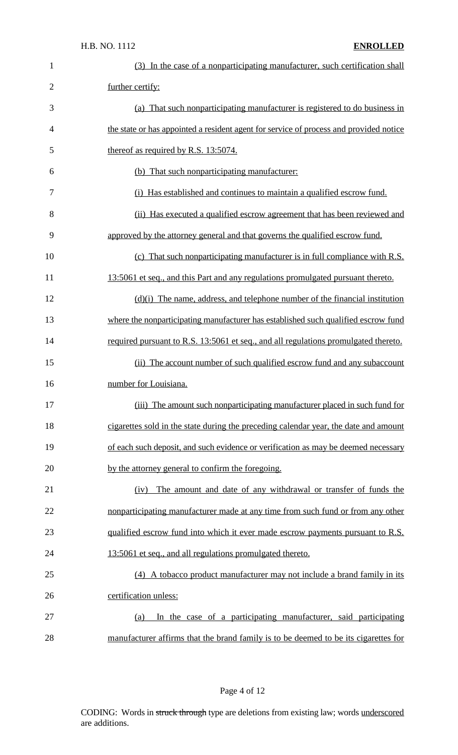(3) In the case of a nonparticipating manufacturer, such certification shall further certify:

(a) That such nonparticipating manufacturer is registered to do business in the state or has appointed a resident agent for service of process and provided notice thereof as required by R.S. 13:5074.

(b) That such nonparticipating manufacturer:

(i) Has established and continues to maintain a qualified escrow fund.

(ii) Has executed a qualified escrow agreement that has been reviewed and approved by the attorney general and that governs the qualified escrow fund.

(c) That such nonparticipating manufacturer is in full compliance with R.S. 13:5061 et seq., and this Part and any regulations promulgated pursuant thereto.

(d)(i) The name, address, and telephone number of the financial institution where the nonparticipating manufacturer has established such qualified escrow fund required pursuant to R.S. 13:5061 et seq., and all regulations promulgated thereto.

(ii) The account number of such qualified escrow fund and any subaccount number for Louisiana.

(iii) The amount such nonparticipating manufacturer placed in such fund for cigarettes sold in the state during the preceding calendar year, the date and amount of each such deposit, and such evidence or verification as may be deemed necessary by the attorney general to confirm the foregoing.

(iv) The amount and date of any withdrawal or transfer of funds the nonparticipating manufacturer made at any time from such fund or from any other qualified escrow fund into which it ever made escrow payments pursuant to R.S. 13:5061 et seq., and all regulations promulgated thereto.

(4) A tobacco product manufacturer may not include a brand family in its certification unless:

(a) In the case of a participating manufacturer, said participating manufacturer affirms that the brand family is to be deemed to be its cigarettes for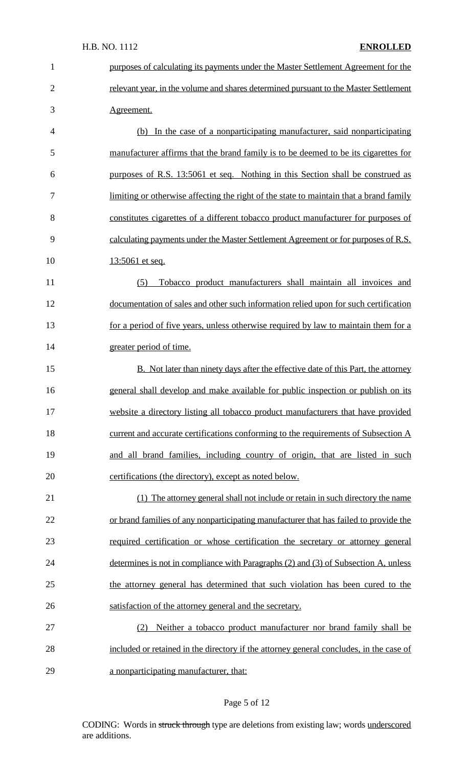purposes of calculating its payments under the Master Settlement Agreement for the relevant year, in the volume and shares determined pursuant to the Master Settlement Agreement.

(b) In the case of a nonparticipating manufacturer, said nonparticipating manufacturer affirms that the brand family is to be deemed to be its cigarettes for purposes of R.S. 13:5061 et seq. Nothing in this Section shall be construed as limiting or otherwise affecting the right of the state to maintain that a brand family constitutes cigarettes of a different tobacco product manufacturer for purposes of calculating payments under the Master Settlement Agreement or for purposes of R.S. 13:5061 et seq.

(5) Tobacco product manufacturers shall maintain all invoices and documentation of sales and other such information relied upon for such certification for a period of five years, unless otherwise required by law to maintain them for a greater period of time.

B. Not later than ninety days after the effective date of this Part, the attorney general shall develop and make available for public inspection or publish on its website a directory listing all tobacco product manufacturers that have provided current and accurate certifications conforming to the requirements of Subsection A and all brand families, including country of origin, that are listed in such certifications (the directory), except as noted below.

(1) The attorney general shall not include or retain in such directory the name or brand families of any nonparticipating manufacturer that has failed to provide the required certification or whose certification the secretary or attorney general determines is not in compliance with Paragraphs (2) and (3) of Subsection A, unless the attorney general has determined that such violation has been cured to the satisfaction of the attorney general and the secretary.

(2) Neither a tobacco product manufacturer nor brand family shall be included or retained in the directory if the attorney general concludes, in the case of a nonparticipating manufacturer, that: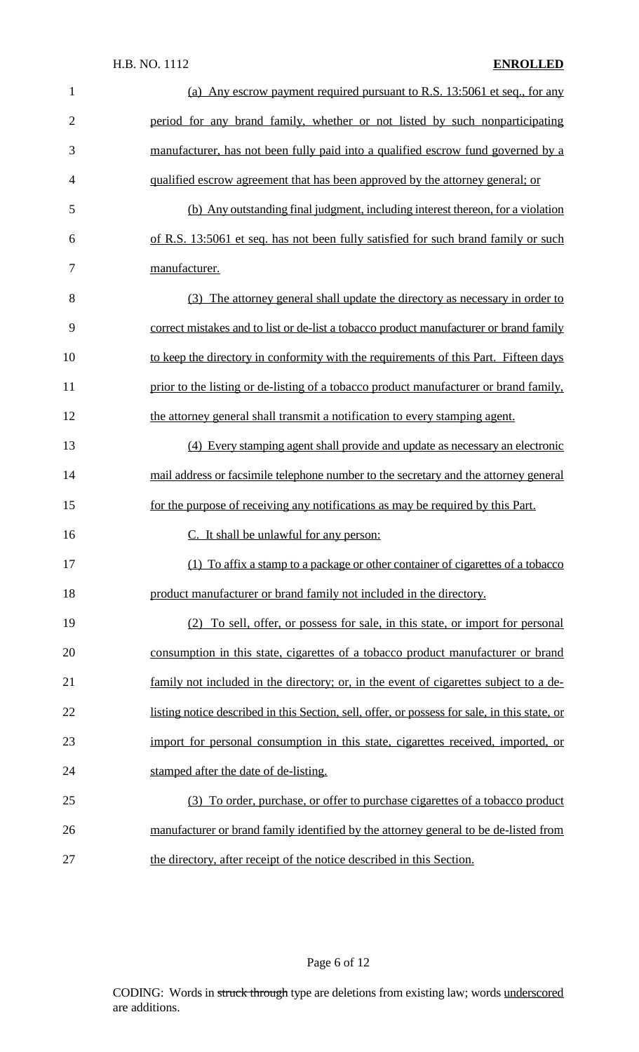(a) Any escrow payment required pursuant to R.S. 13:5061 et seq., for any period for any brand family, whether or not listed by such nonparticipating manufacturer, has not been fully paid into a qualified escrow fund governed by a qualified escrow agreement that has been approved by the attorney general; or

(b) Any outstanding final judgment, including interest thereon, for a violation of R.S. 13:5061 et seq. has not been fully satisfied for such brand family or such manufacturer.

(3) The attorney general shall update the directory as necessary in order to correct mistakes and to list or de-list a tobacco product manufacturer or brand family to keep the directory in conformity with the requirements of this Part. Fifteen days prior to the listing or de-listing of a tobacco product manufacturer or brand family, the attorney general shall transmit a notification to every stamping agent.

(4) Every stamping agent shall provide and update as necessary an electronic mail address or facsimile telephone number to the secretary and the attorney general for the purpose of receiving any notifications as may be required by this Part.

C. It shall be unlawful for any person:

(1) To affix a stamp to a package or other container of cigarettes of a tobacco product manufacturer or brand family not included in the directory.

(2) To sell, offer, or possess for sale, in this state, or import for personal consumption in this state, cigarettes of a tobacco product manufacturer or brand family not included in the directory; or, in the event of cigarettes subject to a de-listing notice described in this Section, sell, offer, or possess for sale, in this state, or import for personal consumption in this state, cigarettes received, imported, or stamped after the date of de-listing.

(3) To order, purchase, or offer to purchase cigarettes of a tobacco product manufacturer or brand family identified by the attorney general to be de-listed from the directory, after receipt of the notice described in this Section.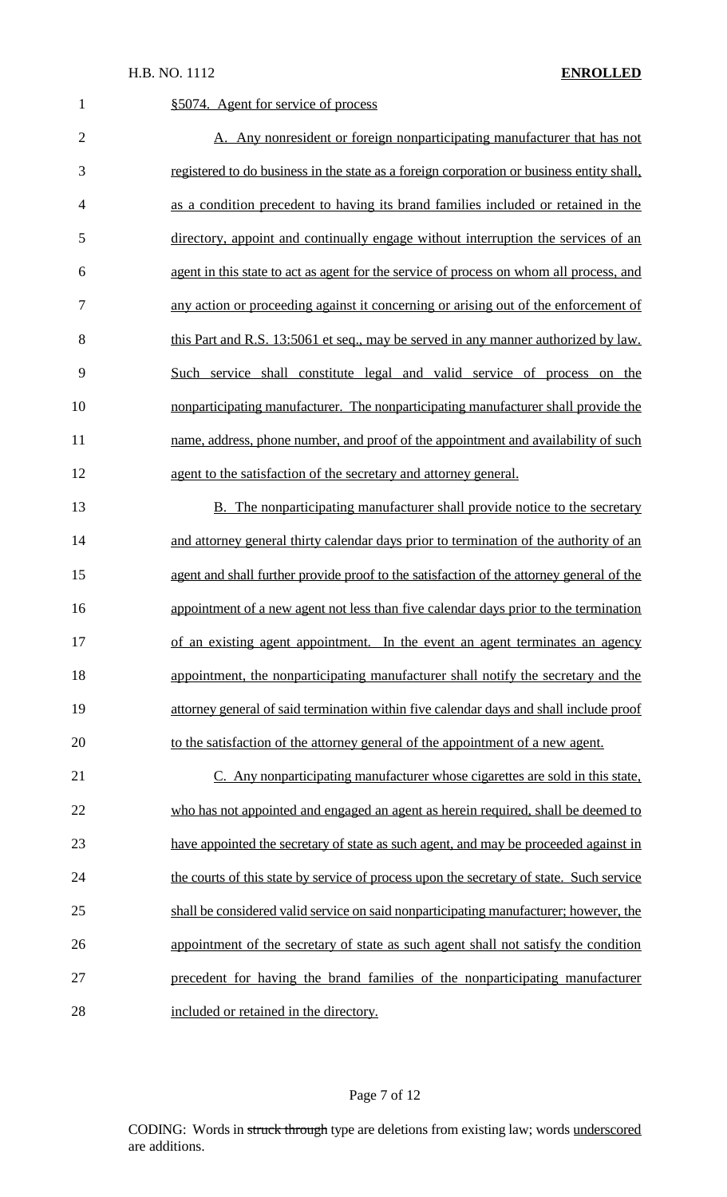§5074. Agent for service of process

A. Any nonresident or foreign nonparticipating manufacturer that has not registered to do business in the state as a foreign corporation or business entity shall, as a condition precedent to having its brand families included or retained in the directory, appoint and continually engage without interruption the services of an agent in this state to act as agent for the service of process on whom all process, and any action or proceeding against it concerning or arising out of the enforcement of this Part and R.S. 13:5061 et seq., may be served in any manner authorized by law. Such service shall constitute legal and valid service of process on the nonparticipating manufacturer. The nonparticipating manufacturer shall provide the name, address, phone number, and proof of the appointment and availability of such agent to the satisfaction of the secretary and attorney general.

B. The nonparticipating manufacturer shall provide notice to the secretary and attorney general thirty calendar days prior to termination of the authority of an agent and shall further provide proof to the satisfaction of the attorney general of the appointment of a new agent not less than five calendar days prior to the termination of an existing agent appointment. In the event an agent terminates an agency appointment, the nonparticipating manufacturer shall notify the secretary and the attorney general of said termination within five calendar days and shall include proof to the satisfaction of the attorney general of the appointment of a new agent.

C. Any nonparticipating manufacturer whose cigarettes are sold in this state, who has not appointed and engaged an agent as herein required, shall be deemed to have appointed the secretary of state as such agent, and may be proceeded against in the courts of this state by service of process upon the secretary of state. Such service shall be considered valid service on said nonparticipating manufacturer; however, the appointment of the secretary of state as such agent shall not satisfy the condition precedent for having the brand families of the nonparticipating manufacturer included or retained in the directory.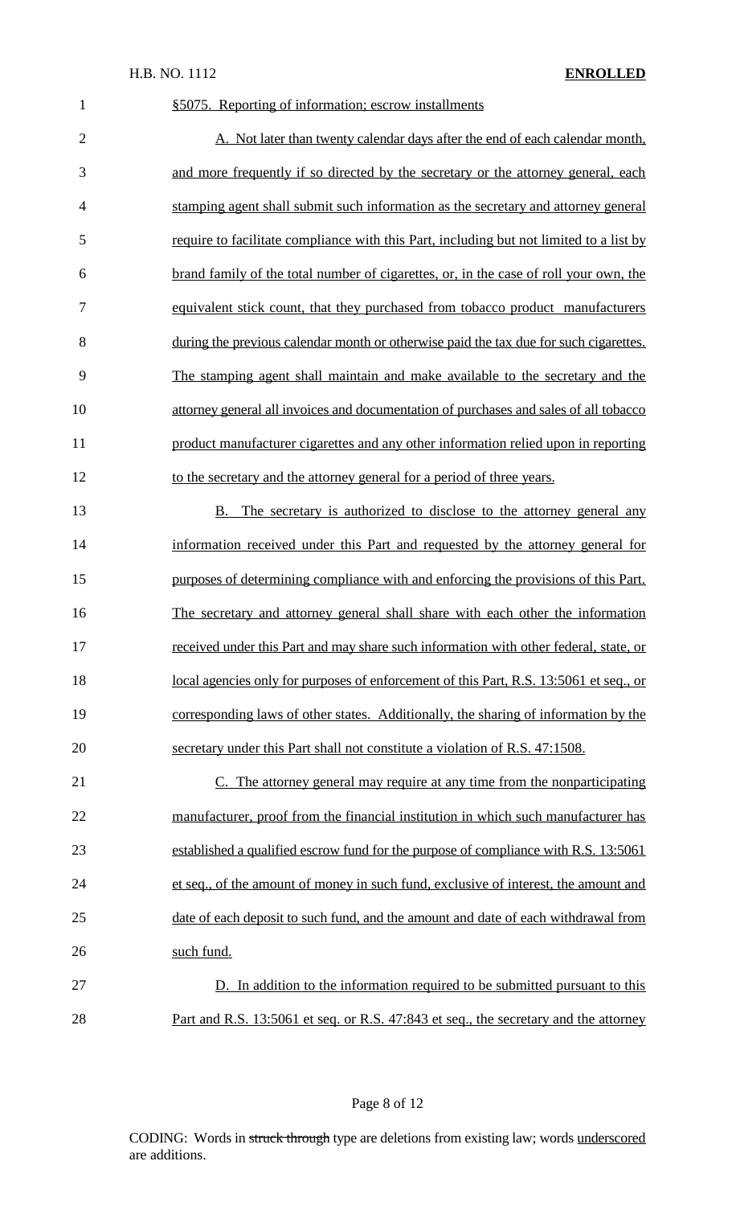§5075. Reporting of information; escrow installments

A. Not later than twenty calendar days after the end of each calendar month, and more frequently if so directed by the secretary or the attorney general, each stamping agent shall submit such information as the secretary and attorney general require to facilitate compliance with this Part, including but not limited to a list by brand family of the total number of cigarettes, or, in the case of roll your own, the equivalent stick count, that they purchased from tobacco product manufacturers during the previous calendar month or otherwise paid the tax due for such cigarettes. The stamping agent shall maintain and make available to the secretary and the attorney general all invoices and documentation of purchases and sales of all tobacco product manufacturer cigarettes and any other information relied upon in reporting to the secretary and the attorney general for a period of three years.

B. The secretary is authorized to disclose to the attorney general any information received under this Part and requested by the attorney general for purposes of determining compliance with and enforcing the provisions of this Part. The secretary and attorney general shall share with each other the information received under this Part and may share such information with other federal, state, or local agencies only for purposes of enforcement of this Part, R.S. 13:5061 et seq., or corresponding laws of other states. Additionally, the sharing of information by the secretary under this Part shall not constitute a violation of R.S. 47:1508.

C. The attorney general may require at any time from the nonparticipating manufacturer, proof from the financial institution in which such manufacturer has established a qualified escrow fund for the purpose of compliance with R.S. 13:5061 et seq., of the amount of money in such fund, exclusive of interest, the amount and date of each deposit to such fund, and the amount and date of each withdrawal from such fund.

D. In addition to the information required to be submitted pursuant to this Part and R.S. 13:5061 et seq. or R.S. 47:843 et seq., the secretary and the attorney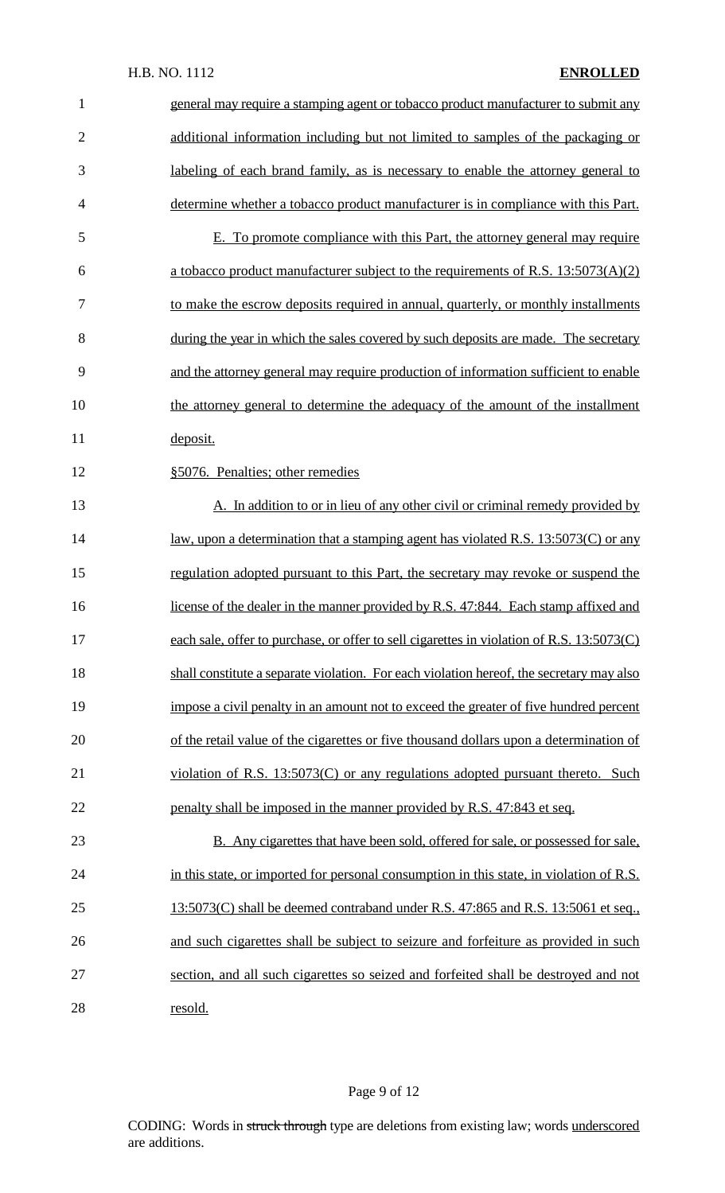general may require a stamping agent or tobacco product manufacturer to submit any additional information including but not limited to samples of the packaging or labeling of each brand family, as is necessary to enable the attorney general to determine whether a tobacco product manufacturer is in compliance with this Part.

E. To promote compliance with this Part, the attorney general may require a tobacco product manufacturer subject to the requirements of R.S. 13:5073(A)(2) to make the escrow deposits required in annual, quarterly, or monthly installments during the year in which the sales covered by such deposits are made. The secretary and the attorney general may require production of information sufficient to enable the attorney general to determine the adequacy of the amount of the installment deposit.

§5076. Penalties; other remedies

A. In addition to or in lieu of any other civil or criminal remedy provided by law, upon a determination that a stamping agent has violated R.S. 13:5073(C) or any regulation adopted pursuant to this Part, the secretary may revoke or suspend the license of the dealer in the manner provided by R.S. 47:844. Each stamp affixed and each sale, offer to purchase, or offer to sell cigarettes in violation of R.S. 13:5073(C) shall constitute a separate violation. For each violation hereof, the secretary may also impose a civil penalty in an amount not to exceed the greater of five hundred percent of the retail value of the cigarettes or five thousand dollars upon a determination of violation of R.S. 13:5073(C) or any regulations adopted pursuant thereto. Such penalty shall be imposed in the manner provided by R.S. 47:843 et seq.

B. Any cigarettes that have been sold, offered for sale, or possessed for sale, in this state, or imported for personal consumption in this state, in violation of R.S. 13:5073(C) shall be deemed contraband under R.S. 47:865 and R.S. 13:5061 et seq., and such cigarettes shall be subject to seizure and forfeiture as provided in such section, and all such cigarettes so seized and forfeited shall be destroyed and not resold.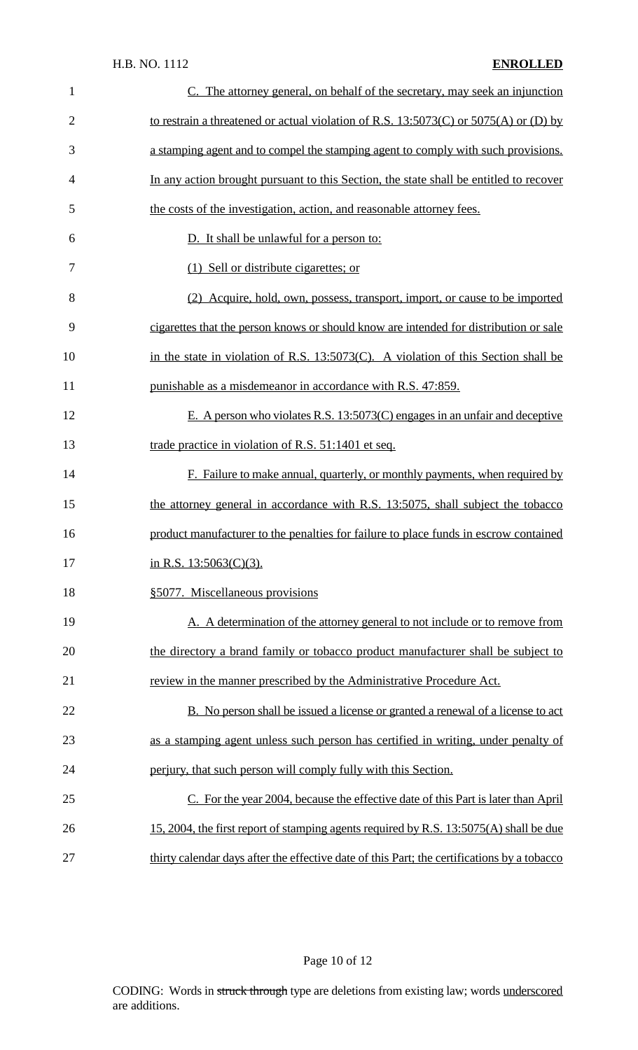C. The attorney general, on behalf of the secretary, may seek an injunction to restrain a threatened or actual violation of R.S. 13:5073(C) or 5075(A) or (D) by a stamping agent and to compel the stamping agent to comply with such provisions. In any action brought pursuant to this Section, the state shall be entitled to recover the costs of the investigation, action, and reasonable attorney fees.

D. It shall be unlawful for a person to:

(1) Sell or distribute cigarettes; or

(2) Acquire, hold, own, possess, transport, import, or cause to be imported cigarettes that the person knows or should know are intended for distribution or sale in the state in violation of R.S. 13:5073(C). A violation of this Section shall be punishable as a misdemeanor in accordance with R.S. 47:859.

E. A person who violates R.S. 13:5073(C) engages in an unfair and deceptive trade practice in violation of R.S. 51:1401 et seq.

F. Failure to make annual, quarterly, or monthly payments, when required by the attorney general in accordance with R.S. 13:5075, shall subject the tobacco product manufacturer to the penalties for failure to place funds in escrow contained in R.S. 13:5063(C)(3).

§5077. Miscellaneous provisions

A. A determination of the attorney general to not include or to remove from the directory a brand family or tobacco product manufacturer shall be subject to review in the manner prescribed by the Administrative Procedure Act.

B. No person shall be issued a license or granted a renewal of a license to act as a stamping agent unless such person has certified in writing, under penalty of perjury, that such person will comply fully with this Section.

C. For the year 2004, because the effective date of this Part is later than April 15, 2004, the first report of stamping agents required by R.S. 13:5075(A) shall be due thirty calendar days after the effective date of this Part; the certifications by a tobacco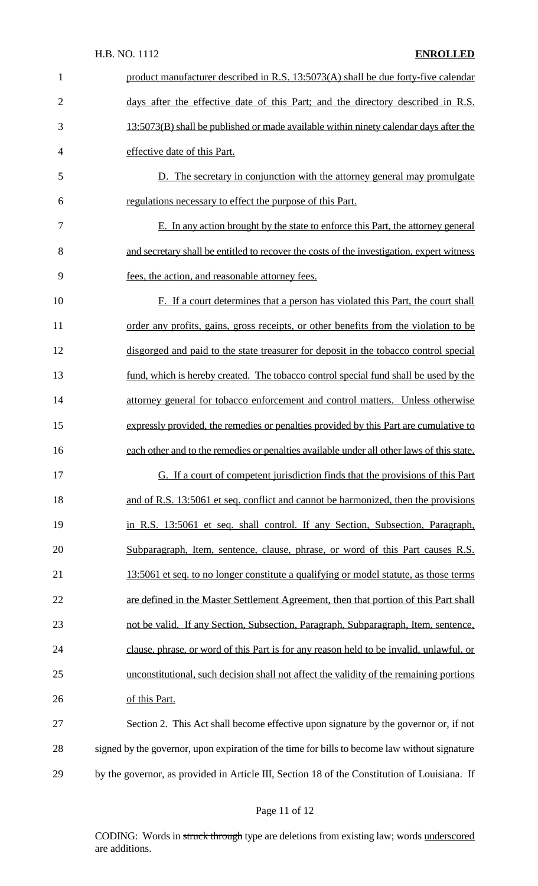product manufacturer described in R.S. 13:5073(A) shall be due forty-five calendar days after the effective date of this Part; and the directory described in R.S. 13:5073(B) shall be published or made available within ninety calendar days after the effective date of this Part.

D. The secretary in conjunction with the attorney general may promulgate regulations necessary to effect the purpose of this Part.

E. In any action brought by the state to enforce this Part, the attorney general and secretary shall be entitled to recover the costs of the investigation, expert witness fees, the action, and reasonable attorney fees.

F. If a court determines that a person has violated this Part, the court shall order any profits, gains, gross receipts, or other benefits from the violation to be disgorged and paid to the state treasurer for deposit in the tobacco control special fund, which is hereby created. The tobacco control special fund shall be used by the attorney general for tobacco enforcement and control matters. Unless otherwise expressly provided, the remedies or penalties provided by this Part are cumulative to each other and to the remedies or penalties available under all other laws of this state.

G. If a court of competent jurisdiction finds that the provisions of this Part and of R.S. 13:5061 et seq. conflict and cannot be harmonized, then the provisions in R.S. 13:5061 et seq. shall control. If any Section, Subsection, Paragraph, Subparagraph, Item, sentence, clause, phrase, or word of this Part causes R.S. 13:5061 et seq. to no longer constitute a qualifying or model statute, as those terms are defined in the Master Settlement Agreement, then that portion of this Part shall not be valid. If any Section, Subsection, Paragraph, Subparagraph, Item, sentence, clause, phrase, or word of this Part is for any reason held to be invalid, unlawful, or unconstitutional, such decision shall not affect the validity of the remaining portions of this Part.

Section 2. This Act shall become effective upon signature by the governor or, if not signed by the governor, upon expiration of the time for bills to become law without signature by the governor, as provided in Article III, Section 18 of the Constitution of Louisiana. If

CODING: Words in ~~struck through~~ type are deletions from existing law; words underscored are additions.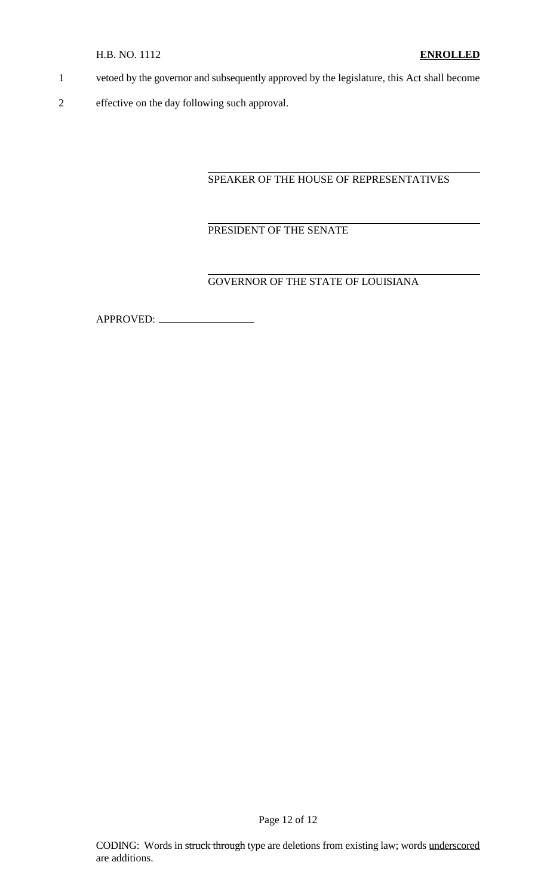vetoed by the governor and subsequently approved by the legislature, this Act shall become effective on the day following such approval.

SPEAKER OF THE HOUSE OF REPRESENTATIVES

PRESIDENT OF THE SENATE

GOVERNOR OF THE STATE OF LOUISIANA

APPROVED: \_\_\_\_\_\_\_\_\_\_\_\_\_\_\_\_\_\_

CODING: Words in ~~struck through~~ type are deletions from existing law; words <u>underscored</u> are additions.